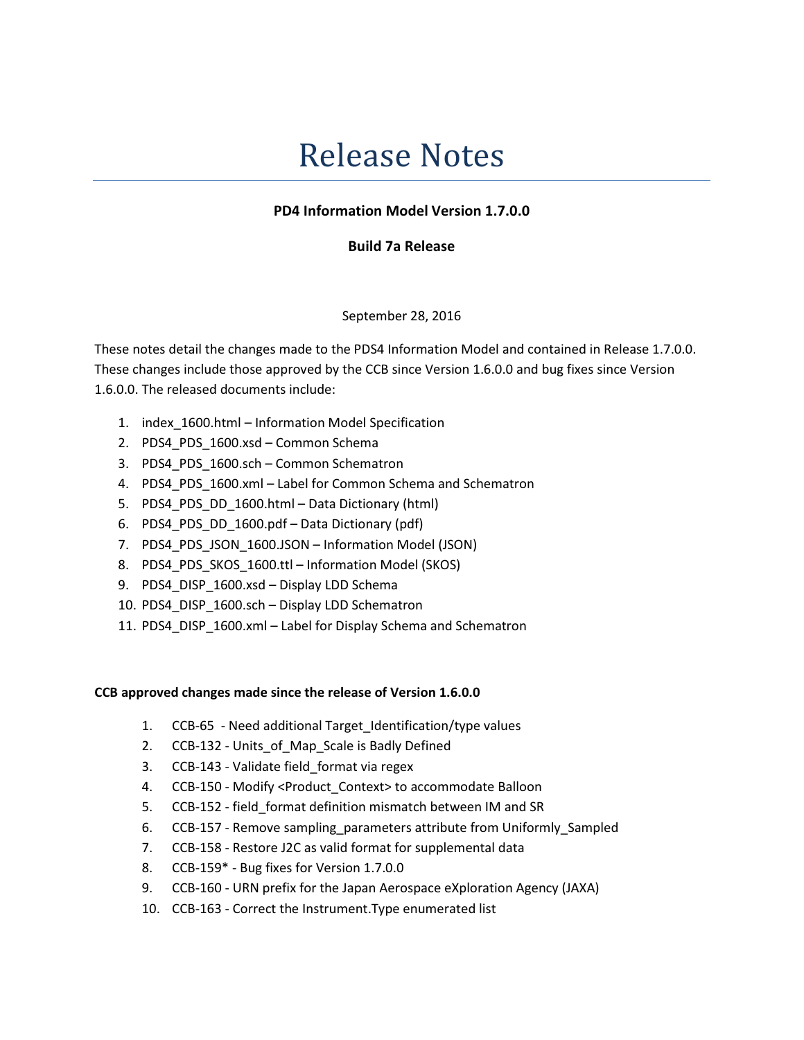# Release Notes

**PD4 Information Model Version 1.7.0.0**

**Build 7a Release**

September 28, 2016

These notes detail the changes made to the PDS4 Information Model and contained in Release 1.7.0.0. These changes include those approved by the CCB since Version 1.6.0.0 and bug fixes since Version 1.6.0.0. The released documents include:

1. index_1600.html – Information Model Specification
2. PDS4_PDS_1600.xsd – Common Schema
3. PDS4_PDS_1600.sch – Common Schematron
4. PDS4_PDS_1600.xml – Label for Common Schema and Schematron
5. PDS4_PDS_DD_1600.html – Data Dictionary (html)
6. PDS4_PDS_DD_1600.pdf – Data Dictionary (pdf)
7. PDS4_PDS_JSON_1600.JSON – Information Model (JSON)
8. PDS4_PDS_SKOS_1600.ttl – Information Model (SKOS)
9. PDS4_DISP_1600.xsd – Display LDD Schema
10. PDS4_DISP_1600.sch – Display LDD Schematron
11. PDS4_DISP_1600.xml – Label for Display Schema and Schematron

**CCB approved changes made since the release of Version 1.6.0.0**

1. CCB-65 - Need additional Target_Identification/type values
2. CCB-132 - Units_of_Map_Scale is Badly Defined
3. CCB-143 - Validate field_format via regex
4. CCB-150 - Modify <Product_Context> to accommodate Balloon
5. CCB-152 - field_format definition mismatch between IM and SR
6. CCB-157 - Remove sampling_parameters attribute from Uniformly_Sampled
7. CCB-158 - Restore J2C as valid format for supplemental data
8. CCB-159* - Bug fixes for Version 1.7.0.0
9. CCB-160 - URN prefix for the Japan Aerospace eXploration Agency (JAXA)
10. CCB-163 - Correct the Instrument.Type enumerated list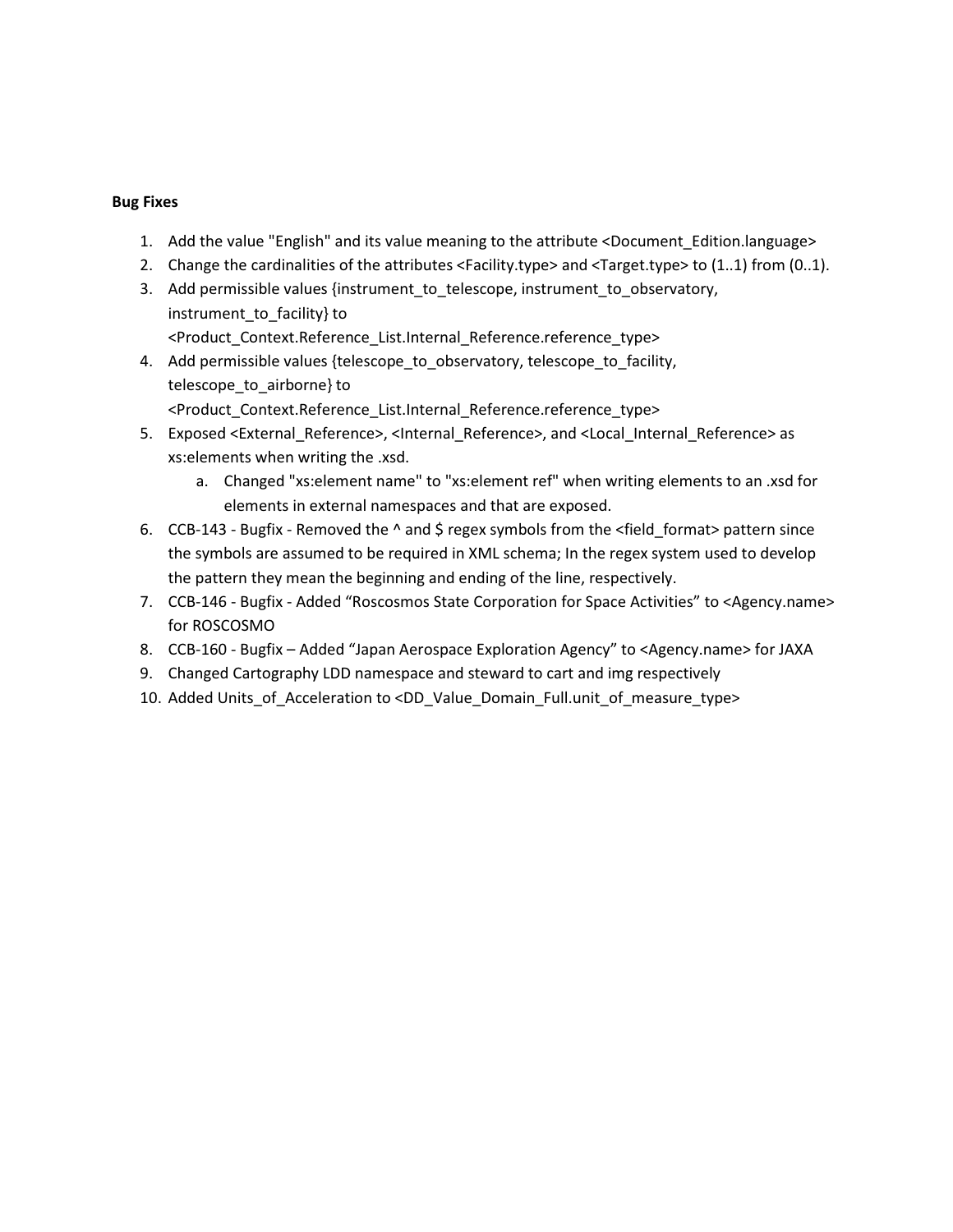**Bug Fixes**

1. Add the value "English" and its value meaning to the attribute <Document_Edition.language>
2. Change the cardinalities of the attributes <Facility.type> and <Target.type> to (1..1) from (0..1).
3. Add permissible values {instrument_to_telescope, instrument_to_observatory, instrument_to_facility} to <Product_Context.Reference_List.Internal_Reference.reference_type>
4. Add permissible values {telescope_to_observatory, telescope_to_facility, telescope_to_airborne} to <Product_Context.Reference_List.Internal_Reference.reference_type>
5. Exposed <External_Reference>, <Internal_Reference>, and <Local_Internal_Reference> as xs:elements when writing the .xsd.
    a. Changed "xs:element name" to "xs:element ref" when writing elements to an .xsd for elements in external namespaces and that are exposed.
6. CCB-143 - Bugfix - Removed the ^ and $ regex symbols from the <field_format> pattern since the symbols are assumed to be required in XML schema; In the regex system used to develop the pattern they mean the beginning and ending of the line, respectively.
7. CCB-146 - Bugfix - Added “Roscosmos State Corporation for Space Activities” to <Agency.name> for ROSCOSMO
8. CCB-160 - Bugfix – Added “Japan Aerospace Exploration Agency” to <Agency.name> for JAXA
9. Changed Cartography LDD namespace and steward to cart and img respectively
10. Added Units_of_Acceleration to <DD_Value_Domain_Full.unit_of_measure_type>